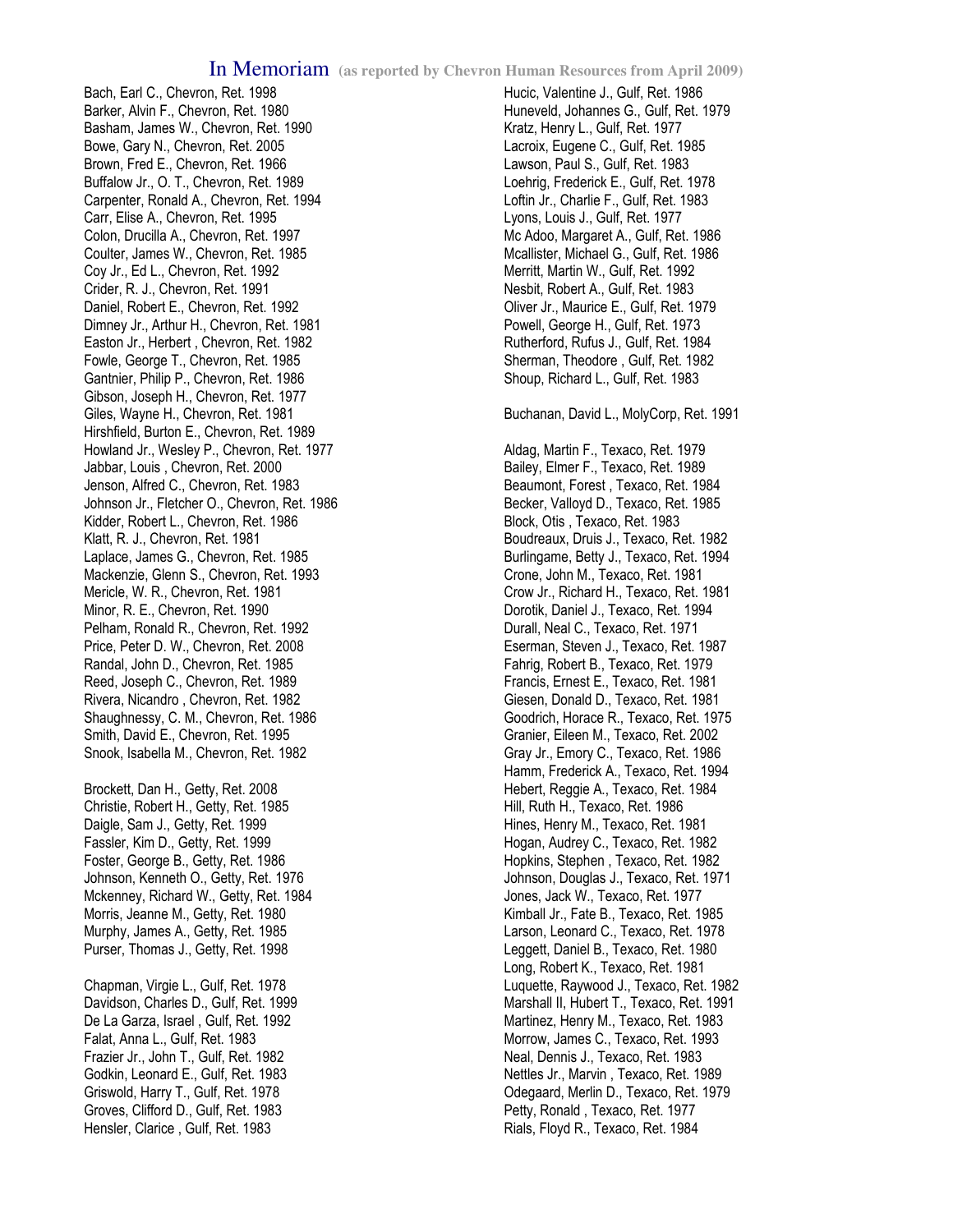# In Memoriam (as reported by Chevron Human Resources from April 2009)

Bach, Earl C., Chevron, Ret. 1998
Barker, Alvin F., Chevron, Ret. 1980
Basham, James W., Chevron, Ret. 1990
Bowe, Gary N., Chevron, Ret. 2005
Brown, Fred E., Chevron, Ret. 1966
Buffalow Jr., O. T., Chevron, Ret. 1989
Carpenter, Ronald A., Chevron, Ret. 1994
Carr, Elise A., Chevron, Ret. 1995
Colon, Drucilla A., Chevron, Ret. 1997
Coulter, James W., Chevron, Ret. 1985
Coy Jr., Ed L., Chevron, Ret. 1992
Crider, R. J., Chevron, Ret. 1991
Daniel, Robert E., Chevron, Ret. 1992
Dimney Jr., Arthur H., Chevron, Ret. 1981
Easton Jr., Herbert , Chevron, Ret. 1982
Fowle, George T., Chevron, Ret. 1985
Gantnier, Philip P., Chevron, Ret. 1986
Gibson, Joseph H., Chevron, Ret. 1977
Giles, Wayne H., Chevron, Ret. 1981
Hirshfield, Burton E., Chevron, Ret. 1989
Howland Jr., Wesley P., Chevron, Ret. 1977
Jabbar, Louis , Chevron, Ret. 2000
Jenson, Alfred C., Chevron, Ret. 1983
Johnson Jr., Fletcher O., Chevron, Ret. 1986
Kidder, Robert L., Chevron, Ret. 1986
Klatt, R. J., Chevron, Ret. 1981
Laplace, James G., Chevron, Ret. 1985
Mackenzie, Glenn S., Chevron, Ret. 1993
Mericle, W. R., Chevron, Ret. 1981
Minor, R. E., Chevron, Ret. 1990
Pelham, Ronald R., Chevron, Ret. 1992
Price, Peter D. W., Chevron, Ret. 2008
Randal, John D., Chevron, Ret. 1985
Reed, Joseph C., Chevron, Ret. 1989
Rivera, Nicandro , Chevron, Ret. 1982
Shaughnessy, C. M., Chevron, Ret. 1986
Smith, David E., Chevron, Ret. 1995
Snook, Isabella M., Chevron, Ret. 1982

Brockett, Dan H., Getty, Ret. 2008
Christie, Robert H., Getty, Ret. 1985
Daigle, Sam J., Getty, Ret. 1999
Fassler, Kim D., Getty, Ret. 1999
Foster, George B., Getty, Ret. 1986
Johnson, Kenneth O., Getty, Ret. 1976
Mckenney, Richard W., Getty, Ret. 1984
Morris, Jeanne M., Getty, Ret. 1980
Murphy, James A., Getty, Ret. 1985
Purser, Thomas J., Getty, Ret. 1998

Chapman, Virgie L., Gulf, Ret. 1978
Davidson, Charles D., Gulf, Ret. 1999
De La Garza, Israel , Gulf, Ret. 1992
Falat, Anna L., Gulf, Ret. 1983
Frazier Jr., John T., Gulf, Ret. 1982
Godkin, Leonard E., Gulf, Ret. 1983
Griswold, Harry T., Gulf, Ret. 1978
Groves, Clifford D., Gulf, Ret. 1983
Hensler, Clarice , Gulf, Ret. 1983
Hucic, Valentine J., Gulf, Ret. 1986
Huneveld, Johannes G., Gulf, Ret. 1979
Kratz, Henry L., Gulf, Ret. 1977
Lacroix, Eugene C., Gulf, Ret. 1985
Lawson, Paul S., Gulf, Ret. 1983
Loehrig, Frederick E., Gulf, Ret. 1978
Loftin Jr., Charlie F., Gulf, Ret. 1983
Lyons, Louis J., Gulf, Ret. 1977
Mc Adoo, Margaret A., Gulf, Ret. 1986
Mcallister, Michael G., Gulf, Ret. 1986
Merritt, Martin W., Gulf, Ret. 1992
Nesbit, Robert A., Gulf, Ret. 1983
Oliver Jr., Maurice E., Gulf, Ret. 1979
Powell, George H., Gulf, Ret. 1973
Rutherford, Rufus J., Gulf, Ret. 1984
Sherman, Theodore , Gulf, Ret. 1982
Shoup, Richard L., Gulf, Ret. 1983

Buchanan, David L., MolyCorp, Ret. 1991

Aldag, Martin F., Texaco, Ret. 1979
Bailey, Elmer F., Texaco, Ret. 1989
Beaumont, Forest , Texaco, Ret. 1984
Becker, Valloyd D., Texaco, Ret. 1985
Block, Otis , Texaco, Ret. 1983
Boudreaux, Druis J., Texaco, Ret. 1982
Burlingame, Betty J., Texaco, Ret. 1994
Crone, John M., Texaco, Ret. 1981
Crow Jr., Richard H., Texaco, Ret. 1981
Dorotik, Daniel J., Texaco, Ret. 1994
Durall, Neal C., Texaco, Ret. 1971
Eserman, Steven J., Texaco, Ret. 1987
Fahrig, Robert B., Texaco, Ret. 1979
Francis, Ernest E., Texaco, Ret. 1981
Giesen, Donald D., Texaco, Ret. 1981
Goodrich, Horace R., Texaco, Ret. 1975
Granier, Eileen M., Texaco, Ret. 2002
Gray Jr., Emory C., Texaco, Ret. 1986
Hamm, Frederick A., Texaco, Ret. 1994
Hebert, Reggie A., Texaco, Ret. 1984
Hill, Ruth H., Texaco, Ret. 1986
Hines, Henry M., Texaco, Ret. 1981
Hogan, Audrey C., Texaco, Ret. 1982
Hopkins, Stephen , Texaco, Ret. 1982
Johnson, Douglas J., Texaco, Ret. 1971
Jones, Jack W., Texaco, Ret. 1977
Kimball Jr., Fate B., Texaco, Ret. 1985
Larson, Leonard C., Texaco, Ret. 1978
Leggett, Daniel B., Texaco, Ret. 1980
Long, Robert K., Texaco, Ret. 1981
Luquette, Raywood J., Texaco, Ret. 1982
Marshall II, Hubert T., Texaco, Ret. 1991
Martinez, Henry M., Texaco, Ret. 1983
Morrow, James C., Texaco, Ret. 1993
Neal, Dennis J., Texaco, Ret. 1983
Nettles Jr., Marvin , Texaco, Ret. 1989
Odegaard, Merlin D., Texaco, Ret. 1979
Petty, Ronald , Texaco, Ret. 1977
Rials, Floyd R., Texaco, Ret. 1984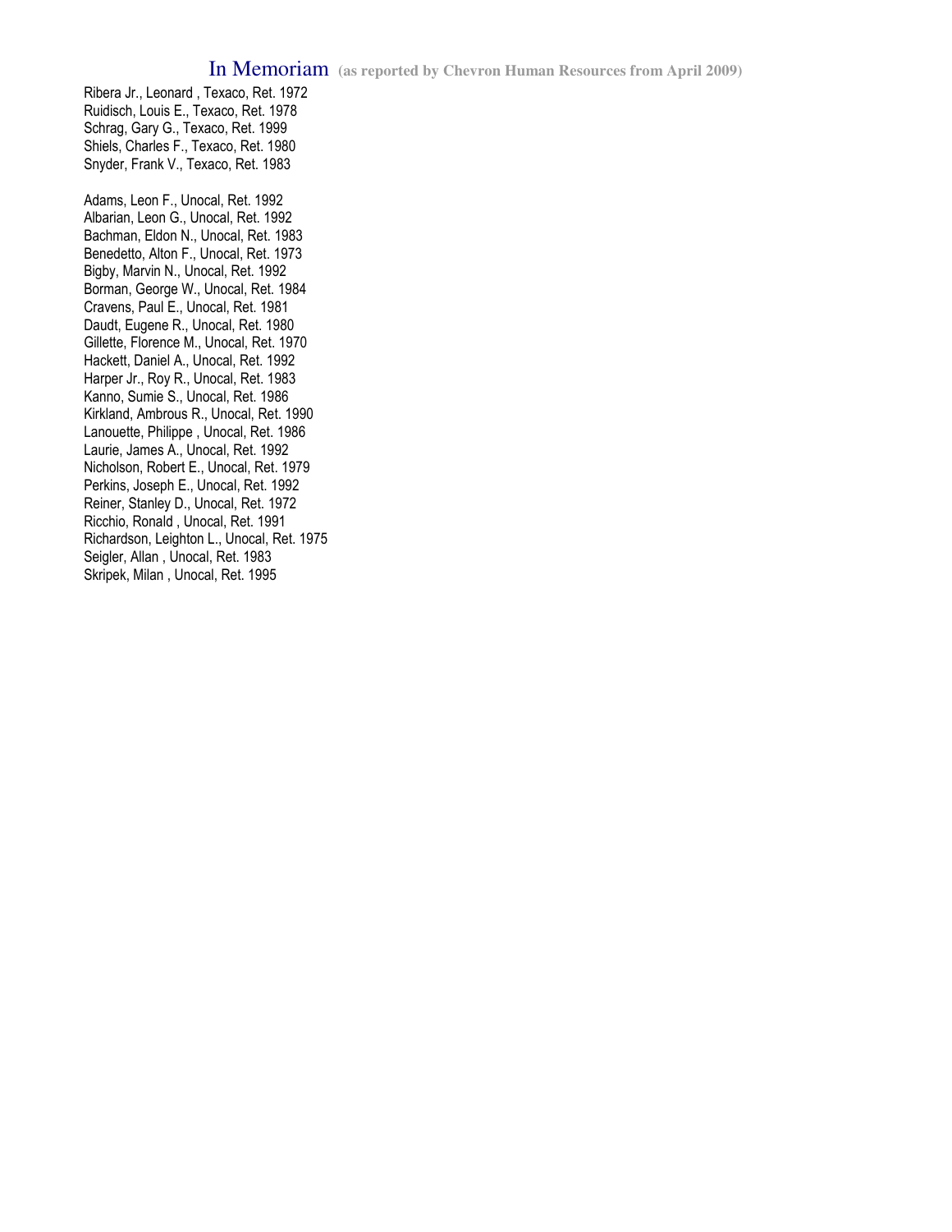## In Memoriam (as reported by Chevron Human Resources from April 2009)

Ribera Jr., Leonard , Texaco, Ret. 1972
Ruidisch, Louis E., Texaco, Ret. 1978
Schrag, Gary G., Texaco, Ret. 1999
Shiels, Charles F., Texaco, Ret. 1980
Snyder, Frank V., Texaco, Ret. 1983

Adams, Leon F., Unocal, Ret. 1992
Albarian, Leon G., Unocal, Ret. 1992
Bachman, Eldon N., Unocal, Ret. 1983
Benedetto, Alton F., Unocal, Ret. 1973
Bigby, Marvin N., Unocal, Ret. 1992
Borman, George W., Unocal, Ret. 1984
Cravens, Paul E., Unocal, Ret. 1981
Daudt, Eugene R., Unocal, Ret. 1980
Gillette, Florence M., Unocal, Ret. 1970
Hackett, Daniel A., Unocal, Ret. 1992
Harper Jr., Roy R., Unocal, Ret. 1983
Kanno, Sumie S., Unocal, Ret. 1986
Kirkland, Ambrous R., Unocal, Ret. 1990
Lanouette, Philippe , Unocal, Ret. 1986
Laurie, James A., Unocal, Ret. 1992
Nicholson, Robert E., Unocal, Ret. 1979
Perkins, Joseph E., Unocal, Ret. 1992
Reiner, Stanley D., Unocal, Ret. 1972
Ricchio, Ronald , Unocal, Ret. 1991
Richardson, Leighton L., Unocal, Ret. 1975
Seigler, Allan , Unocal, Ret. 1983
Skripek, Milan , Unocal, Ret. 1995